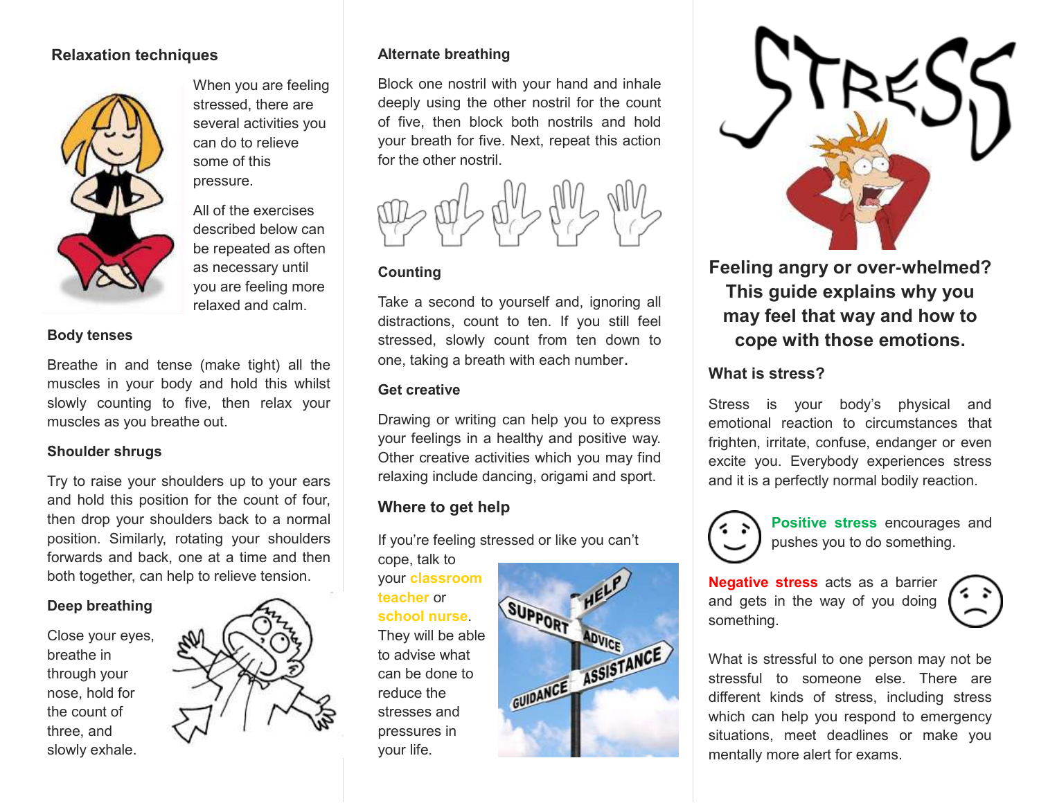## Relaxation techniques

When you are feeling stressed, there are several activities you can do to relieve some of this pressure.

All of the exercises described below can be repeated as often as necessary until you are feeling more relaxed and calm.

### Body tenses

Breathe in and tense (make tight) all the muscles in your body and hold this whilst slowly counting to five, then relax your muscles as you breathe out.

### Shoulder shrugs

Try to raise your shoulders up to your ears and hold this position for the count of four, then drop your shoulders back to a normal position. Similarly, rotating your shoulders forwards and back, one at a time and then both together, can help to relieve tension.

### Deep breathing

Close your eyes, breathe in through your nose, hold for the count of three, and slowly exhale.

### Alternate breathing

Block one nostril with your hand and inhale deeply using the other nostril for the count of five, then block both nostrils and hold your breath for five. Next, repeat this action for the other nostril.

### Counting

Take a second to yourself and, ignoring all distractions, count to ten. If you still feel stressed, slowly count from ten down to one, taking a breath with each number.

### Get creative

Drawing or writing can help you to express your feelings in a healthy and positive way. Other creative activities which you may find relaxing include dancing, origami and sport.

### Where to get help

If you're feeling stressed or like you can't cope, talk to your **classroom teacher** or **school nurse**. They will be able to advise what can be done to reduce the stresses and pressures in your life.

# STRESS

**Feeling angry or over-whelmed? This guide explains why you may feel that way and how to cope with those emotions.**

### What is stress?

Stress is your body's physical and emotional reaction to circumstances that frighten, irritate, confuse, endanger or even excite you. Everybody experiences stress and it is a perfectly normal bodily reaction.

**Positive stress** encourages and pushes you to do something.

**Negative stress** acts as a barrier and gets in the way of you doing something.

What is stressful to one person may not be stressful to someone else. There are different kinds of stress, including stress which can help you respond to emergency situations, meet deadlines or make you mentally more alert for exams.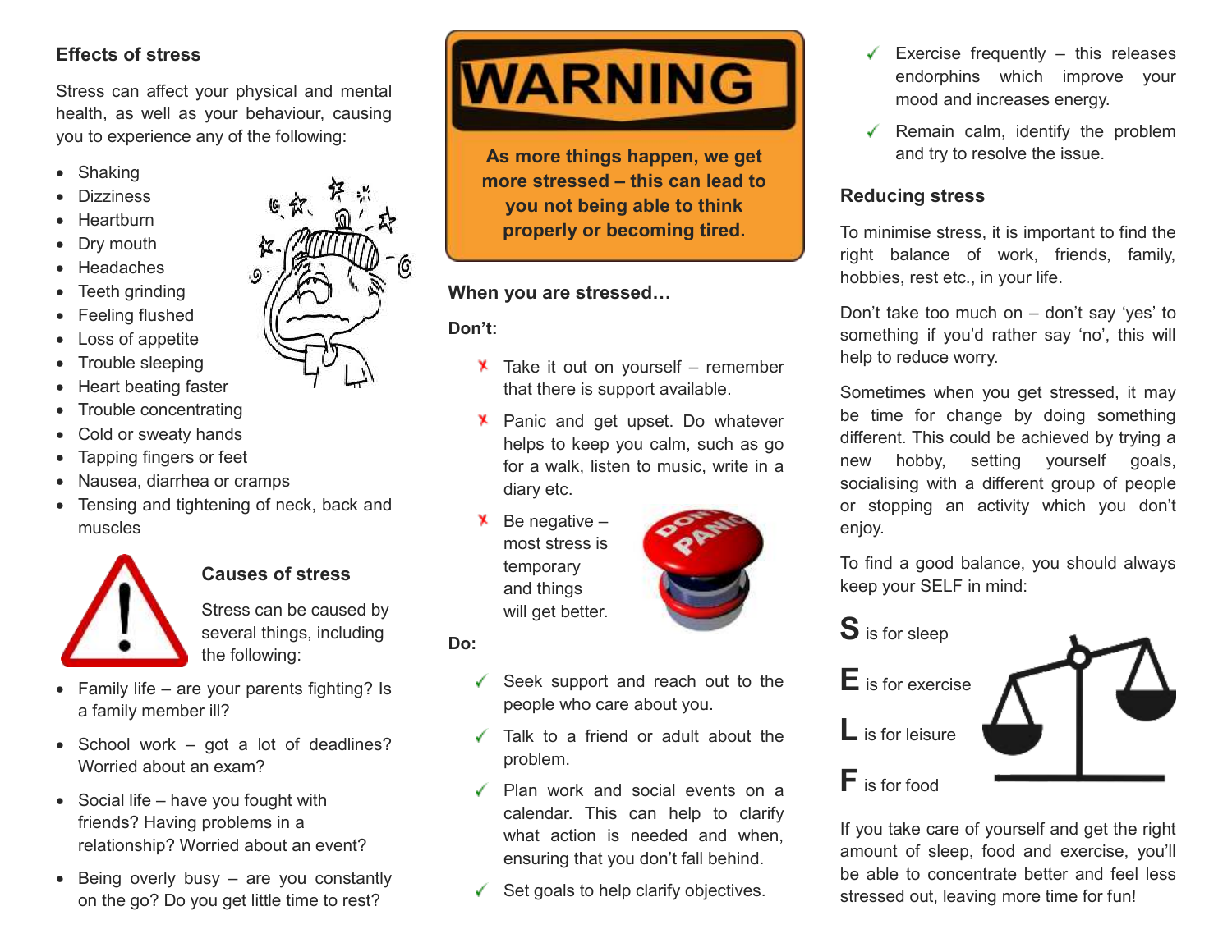## Effects of stress

Stress can affect your physical and mental health, as well as your behaviour, causing you to experience any of the following:

- Shaking
- Dizziness
- Heartburn
- Dry mouth
- Headaches
- Teeth grinding
- Feeling flushed
- Loss of appetite
- Trouble sleeping
- Heart beating faster
- Trouble concentrating
- Cold or sweaty hands
- Tapping fingers or feet
- Nausea, diarrhea or cramps
- Tensing and tightening of neck, back and muscles

## Causes of stress

Stress can be caused by several things, including the following:

- Family life – are your parents fighting? Is a family member ill?
- School work – got a lot of deadlines? Worried about an exam?
- Social life – have you fought with friends? Having problems in a relationship? Worried about an event?
- Being overly busy – are you constantly on the go? Do you get little time to rest?

**WARNING**

**As more things happen, we get more stressed – this can lead to you not being able to think properly or becoming tired.**

## When you are stressed…

**Don't:**

- ✗ Take it out on yourself – remember that there is support available.
- ✗ Panic and get upset. Do whatever helps to keep you calm, such as go for a walk, listen to music, write in a diary etc.
- ✗ Be negative – most stress is temporary and things will get better.

**Do:**

- ✓ Seek support and reach out to the people who care about you.
- ✓ Talk to a friend or adult about the problem.
- ✓ Plan work and social events on a calendar. This can help to clarify what action is needed and when, ensuring that you don't fall behind.
- ✓ Set goals to help clarify objectives.
- ✓ Exercise frequently – this releases endorphins which improve your mood and increases energy.
- ✓ Remain calm, identify the problem and try to resolve the issue.

## Reducing stress

To minimise stress, it is important to find the right balance of work, friends, family, hobbies, rest etc., in your life.

Don't take too much on – don't say 'yes' to something if you'd rather say 'no', this will help to reduce worry.

Sometimes when you get stressed, it may be time for change by doing something different. This could be achieved by trying a new hobby, setting yourself goals, socialising with a different group of people or stopping an activity which you don't enjoy.

To find a good balance, you should always keep your SELF in mind:

**S** is for sleep

**E** is for exercise

**L** is for leisure

**F** is for food

If you take care of yourself and get the right amount of sleep, food and exercise, you'll be able to concentrate better and feel less stressed out, leaving more time for fun!